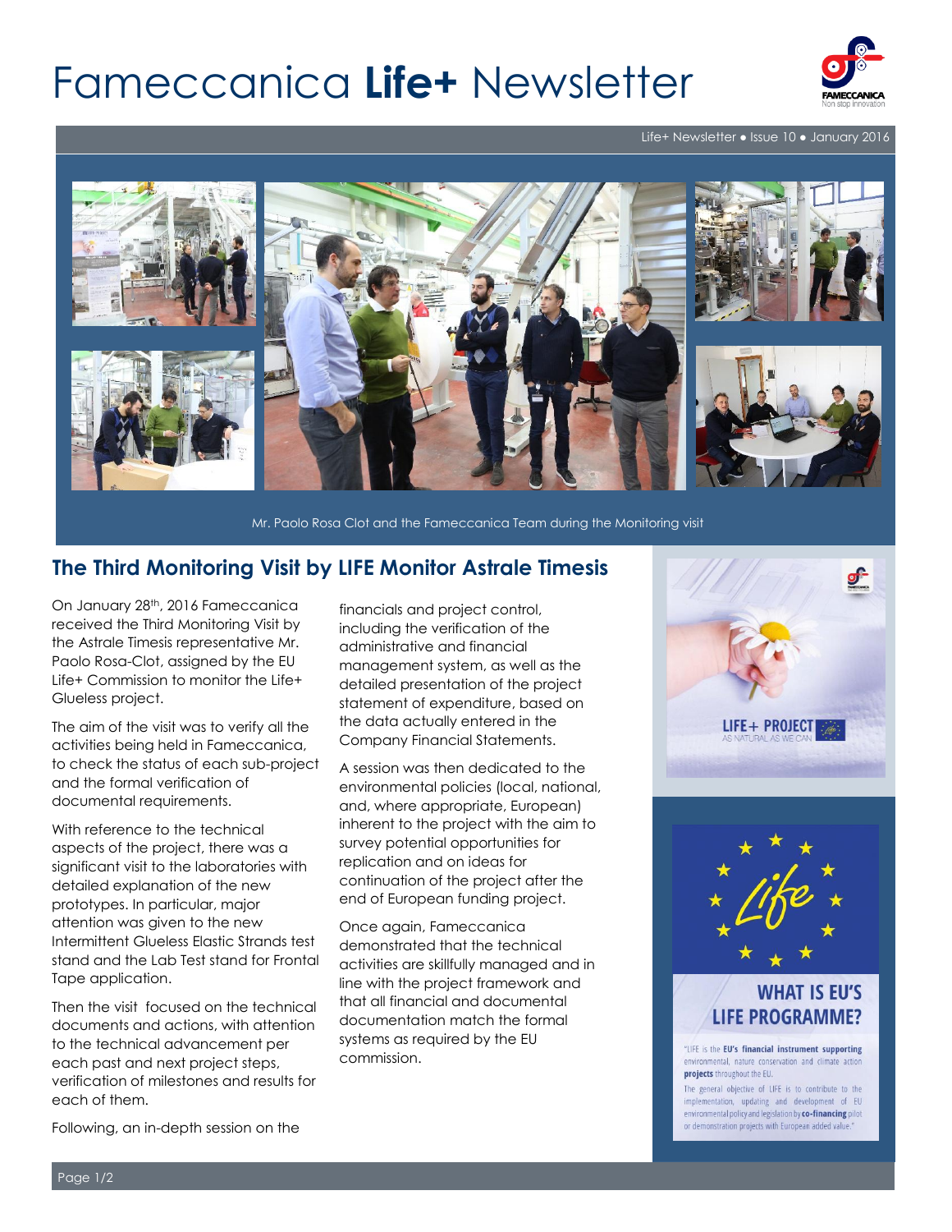# Fameccanica **Life+** Newsletter

Life+ Newsletter • Issue 10 • January 2016

Mr. Paolo Rosa Clot and the Fameccanica Team during the Monitoring visit

## The Third Monitoring Visit by LIFE Monitor Astrale Timesis

On January 28th, 2016 Fameccanica received the Third Monitoring Visit by the Astrale Timesis representative Mr. Paolo Rosa-Clot, assigned by the EU Life+ Commission to monitor the Life+ Glueless project.

The aim of the visit was to verify all the activities being held in Fameccanica, to check the status of each sub-project and the formal verification of documental requirements.

With reference to the technical aspects of the project, there was a significant visit to the laboratories with detailed explanation of the new prototypes. In particular, major attention was given to the new Intermittent Glueless Elastic Strands test stand and the Lab Test stand for Frontal Tape application.

Then the visit focused on the technical documents and actions, with attention to the technical advancement per each past and next project steps, verification of milestones and results for each of them.

Following, an in-depth session on the financials and project control, including the verification of the administrative and financial management system, as well as the detailed presentation of the project statement of expenditure, based on the data actually entered in the Company Financial Statements.

A session was then dedicated to the environmental policies (local, national, and, where appropriate, European) inherent to the project with the aim to survey potential opportunities for replication and on ideas for continuation of the project after the end of European funding project.

Once again, Fameccanica demonstrated that the technical activities are skillfully managed and in line with the project framework and that all financial and documental documentation match the formal systems as required by the EU commission.

LIFE+ PROJECT
AS NATURAL AS WE CAN

### WHAT IS EU'S LIFE PROGRAMME?

"LIFE is the **EU's financial instrument supporting** environmental, nature conservation and climate action **projects** throughout the EU.

The general objective of LIFE is to contribute to the implementation, updating and development of EU environmental policy and legislation by **co-financing** pilot or demonstration projects with European added value."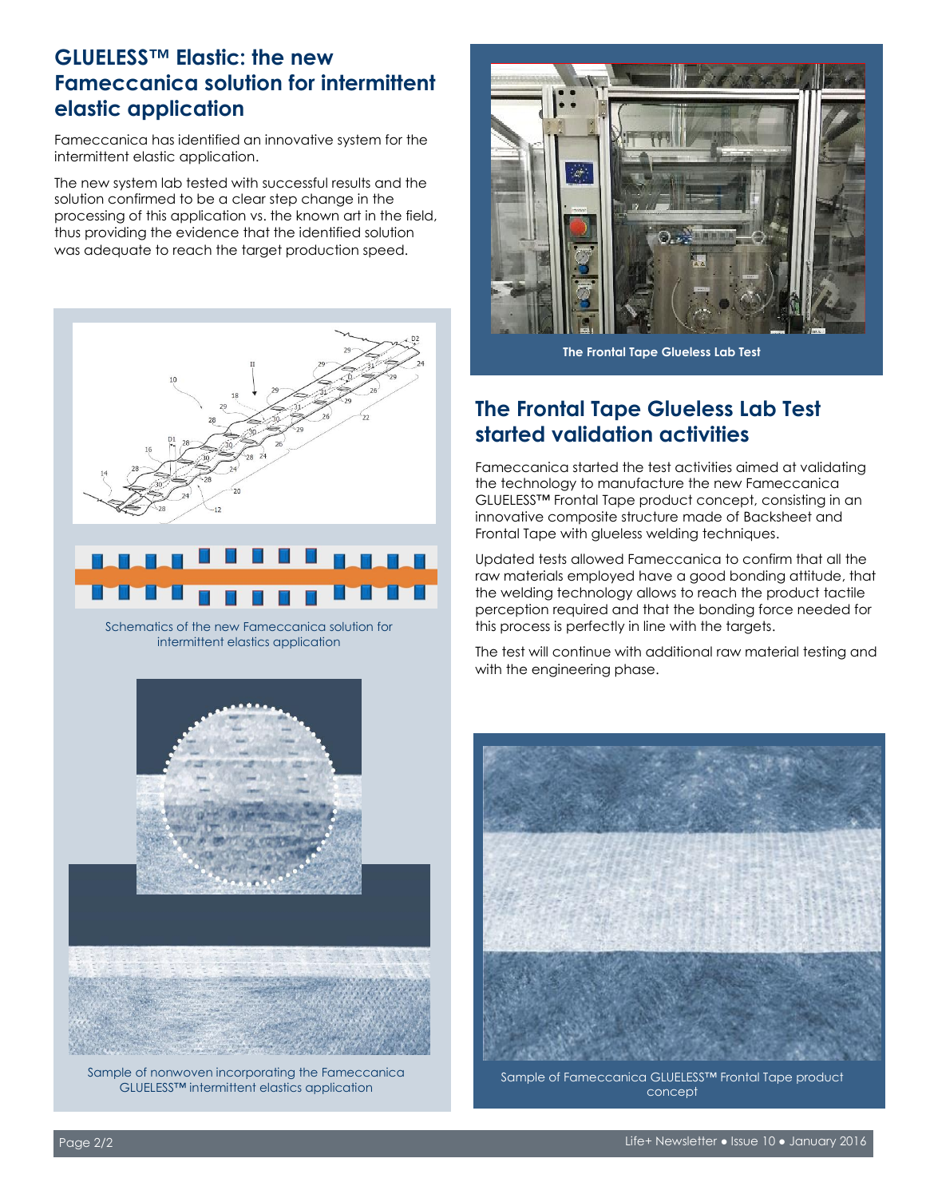## GLUELESS™ Elastic: the new Fameccanica solution for intermittent elastic application

Fameccanica has identified an innovative system for the intermittent elastic application.

The new system lab tested with successful results and the solution confirmed to be a clear step change in the processing of this application vs. the known art in the field, thus providing the evidence that the identified solution was adequate to reach the target production speed.

Schematics of the new Fameccanica solution for intermittent elastics application

Sample of nonwoven incorporating the Fameccanica GLUELESS™ intermittent elastics application

The Frontal Tape Glueless Lab Test

## The Frontal Tape Glueless Lab Test started validation activities

Fameccanica started the test activities aimed at validating the technology to manufacture the new Fameccanica GLUELESS™ Frontal Tape product concept, consisting in an innovative composite structure made of Backsheet and Frontal Tape with glueless welding techniques.

Updated tests allowed Fameccanica to confirm that all the raw materials employed have a good bonding attitude, that the welding technology allows to reach the product tactile perception required and that the bonding force needed for this process is perfectly in line with the targets.

The test will continue with additional raw material testing and with the engineering phase.

Sample of Fameccanica GLUELESS™ Frontal Tape product concept